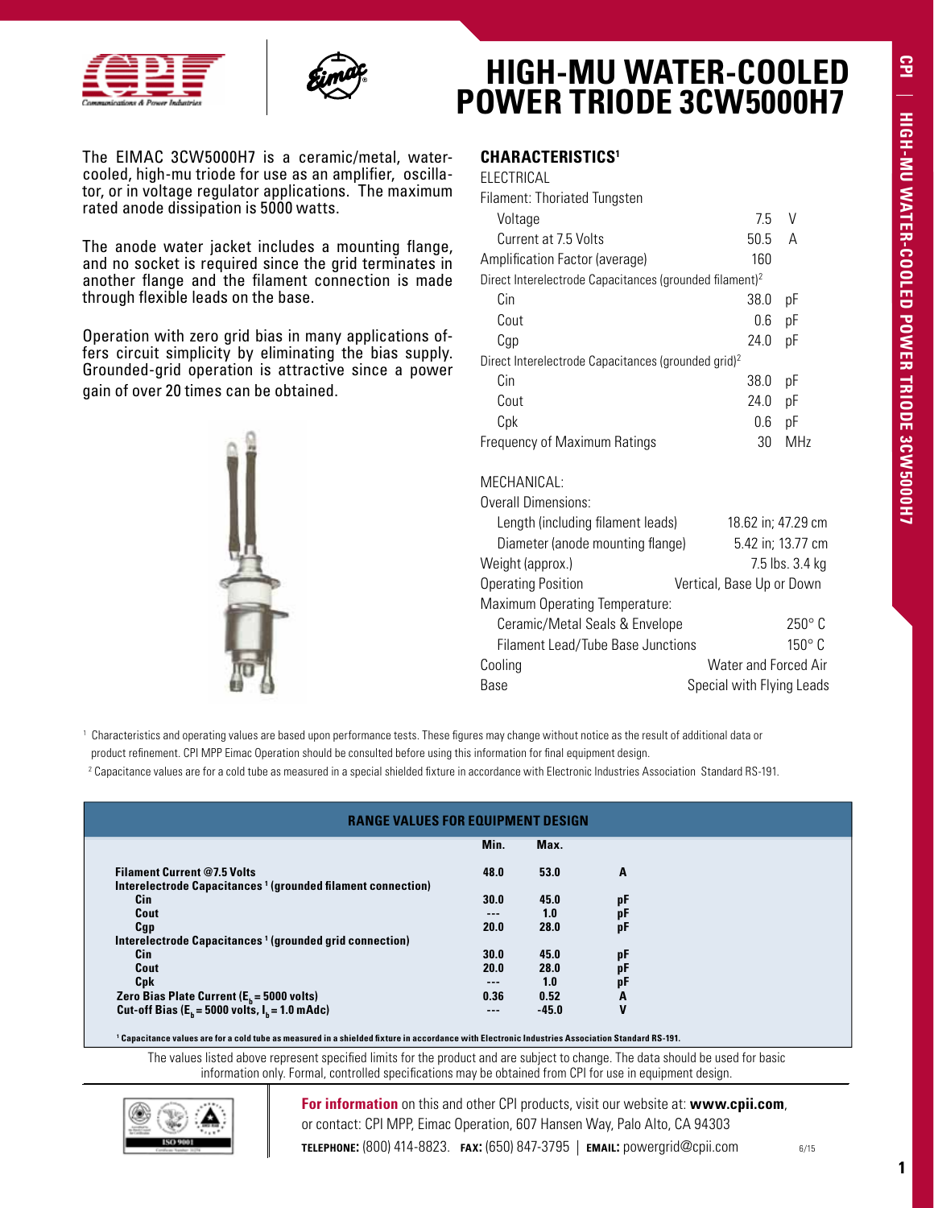# HIGH-MU WATER-COOLED POWER TRIODE 3CW5000H7

The EIMAC 3CW5000H7 is a ceramic/metal, water-cooled, high-mu triode for use as an amplifier, oscillator, or in voltage regulator applications. The maximum rated anode dissipation is 5000 watts.

The anode water jacket includes a mounting flange, and no socket is required since the grid terminates in another flange and the filament connection is made through flexible leads on the base.

Operation with zero grid bias in many applications offers circuit simplicity by eliminating the bias supply. Grounded-grid operation is attractive since a power gain of over 20 times can be obtained.

## CHARACTERISTICS[1]

ELECTRICAL

| | | |
|---|---|---|
| Filament: Thoriated Tungsten | | |
| Voltage | 7.5 | V |
| Current at 7.5 Volts | 50.5 | A |
| Amplification Factor (average) | 160 | |
| Direct Interelectrode Capacitances (grounded filament)[2] | | |
| Cin | 38.0 | pF |
| Cout | 0.6 | pF |
| Cgp | 24.0 | pF |
| Direct Interelectrode Capacitances (grounded grid)[2] | | |
| Cin | 38.0 | pF |
| Cout | 24.0 | pF |
| Cpk | 0.6 | pF |
| Frequency of Maximum Ratings | 30 | MHz |

MECHANICAL:

| | |
|---|---|
| Overall Dimensions: | |
| Length (including filament leads) | 18.62 in; 47.29 cm |
| Diameter (anode mounting flange) | 5.42 in; 13.77 cm |
| Weight (approx.) | 7.5 lbs. 3.4 kg |
| Operating Position | Vertical, Base Up or Down |
| Maximum Operating Temperature: | |
| Ceramic/Metal Seals & Envelope | 250° C |
| Filament Lead/Tube Base Junctions | 150° C |
| Cooling | Water and Forced Air |
| Base | Special with Flying Leads |

[1] Characteristics and operating values are based upon performance tests. These figures may change without notice as the result of additional data or product refinement. CPI MPP Eimac Operation should be consulted before using this information for final equipment design.

[2] Capacitance values are for a cold tube as measured in a special shielded fixture in accordance with Electronic Industries Association Standard RS-191.

## RANGE VALUES FOR EQUIPMENT DESIGN

| | Min. | Max. | |
|---|---|---|---|
| **Filament Current @7.5 Volts** | 48.0 | 53.0 | A |
| **Interelectrode Capacitances[1] (grounded filament connection)** | | | |
| Cin | 30.0 | 45.0 | pF |
| Cout | --- | 1.0 | pF |
| Cgp | 20.0 | 28.0 | pF |
| **Interelectrode Capacitances[1] (grounded grid connection)** | | | |
| Cin | 30.0 | 45.0 | pF |
| Cout | 20.0 | 28.0 | pF |
| Cpk | --- | 1.0 | pF |
| **Zero Bias Plate Current ($E_b$ = 5000 volts)** | 0.36 | 0.52 | A |
| **Cut-off Bias ($E_b$ = 5000 volts, $I_b$ = 1.0 mAdc)** | --- | -45.0 | V |

[1] Capacitance values are for a cold tube as measured in a shielded fixture in accordance with Electronic Industries Association Standard RS-191.

The values listed above represent specified limits for the product and are subject to change. The data should be used for basic information only. Formal, controlled specifications may be obtained from CPI for use in equipment design.

**For information** on this and other CPI products, visit our website at: **www.cpii.com**, or contact: CPI MPP, Eimac Operation, 607 Hansen Way, Palo Alto, CA 94303

**TELEPHONE:** (800) 414-8823. **FAX:** (650) 847-3795 | **EMAIL:** powergrid@cpii.com

6/15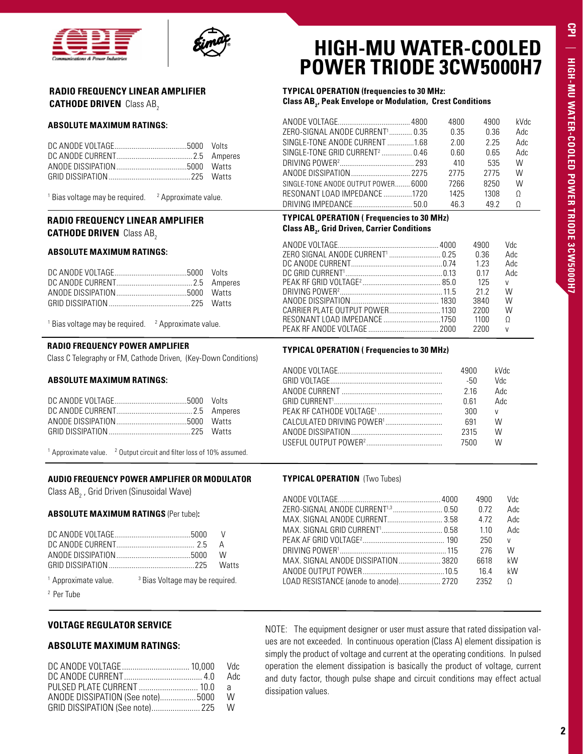# HIGH-MU WATER-COOLED POWER TRIODE 3CW5000H7

## RADIO FREQUENCY LINEAR AMPLIFIER

**CATHODE DRIVEN** Class $AB_2$

### ABSOLUTE MAXIMUM RATINGS:

| | | |
|---|---|---|
| DC ANODE VOLTAGE | 5000 | Volts |
| DC ANODE CURRENT | 2.5 | Amperes |
| ANODE DISSIPATION | 5000 | Watts |
| GRID DISSIPATION | 225 | Watts |

[1] Bias voltage may be required. [2] Approximate value.

### TYPICAL OPERATION (frequencies to 30 MHz: Class $AB_2$, Peak Envelope or Modulation, Crest Conditions

| | | | | |
|---|---|---|---|---|
| ANODE VOLTAGE | 4800 | 4800 | 4900 | kVdc |
| ZERO-SIGNAL ANODE CURRENT[1] | 0.35 | 0.35 | 0.36 | Adc |
| SINGLE-TONE ANODE CURRENT | 1.68 | 2.00 | 2.25 | Adc |
| SINGLE-TONE GRID CURRENT[2] | 0.46 | 0.60 | 0.65 | Adc |
| DRIVING POWER[2] | 293 | 410 | 535 | W |
| ANODE DISSIPATION | 2275 | 2775 | 2775 | W |
| SINGLE-TONE ANODE OUTPUT POWER | 6000 | 7266 | 8250 | W |
| RESONANT LOAD IMPEDANCE | 1720 | 1425 | 1308 | Ω |
| DRIVING IMPEDANCE | 50.0 | 46.3 | 49.2 | Ω |

## RADIO FREQUENCY LINEAR AMPLIFIER

**CATHODE DRIVEN** Class $AB_2$

### ABSOLUTE MAXIMUM RATINGS:

| | | |
|---|---|---|
| DC ANODE VOLTAGE | 5000 | Volts |
| DC ANODE CURRENT | 2.5 | Amperes |
| ANODE DISSIPATION | 5000 | Watts |
| GRID DISSIPATION | 225 | Watts |

[1] Bias voltage may be required. [2] Approximate value.

### TYPICAL OPERATION ( Frequencies to 30 MHz) Class $AB_2$, Grid Driven, Carrier Conditions

| | | | |
|---|---|---|---|
| ANODE VOLTAGE | 4000 | 4900 | Vdc |
| ZERO SIGNAL ANODE CURRENT[1] | 0.25 | 0.36 | Adc |
| DC ANODE CURRENT | 0.74 | 1.23 | Adc |
| DC GRID CURRENT[1] | 0.13 | 0.17 | Adc |
| PEAK RF GRID VOLTAGE[2] | 85.0 | 125 | v |
| DRIVING POWER[2] | 11.5 | 21.2 | W |
| ANODE DISSIPATION | 1830 | 3840 | W |
| CARRIER PLATE OUTPUT POWER | 1130 | 2200 | W |
| RESONANT LOAD IMPEDANCE | 1750 | 1100 | Ω |
| PEAK RF ANODE VOLTAGE | 2000 | 2200 | v |

## RADIO FREQUENCY POWER AMPLIFIER

Class C Telegraphy or FM, Cathode Driven, (Key-Down Conditions)

### ABSOLUTE MAXIMUM RATINGS:

| | | |
|---|---|---|
| DC ANODE VOLTAGE | 5000 | Volts |
| DC ANODE CURRENT | 2.5 | Amperes |
| ANODE DISSIPATION | 5000 | Watts |
| GRID DISSIPATION | 225 | Watts |

[1] Approximate value. [2] Output circuit and filter loss of 10% assumed.

### TYPICAL OPERATION ( Frequencies to 30 MHz)

| | | |
|---|---|---|
| ANODE VOLTAGE | 4900 | kVdc |
| GRID VOLTAGE | -50 | Vdc |
| ANODE CURRENT | 2.16 | Adc |
| GRID CURRENT[1] | 0.61 | Adc |
| PEAK RF CATHODE VOLTAGE[1] | 300 | v |
| CALCULATED DRIVING POWER[1] | 691 | W |
| ANODE DISSIPATION | 2315 | W |
| USEFUL OUTPUT POWER[2] | 7500 | W |

## AUDIO FREQUENCY POWER AMPLIFIER OR MODULATOR

Class $AB_2$ , Grid Driven (Sinusoidal Wave)

### ABSOLUTE MAXIMUM RATINGS (Per tube):

| | | |
|---|---|---|
| DC ANODE VOLTAGE | 5000 | V |
| DC ANODE CURRENT | 2.5 | A |
| ANODE DISSIPATION | 5000 | W |
| GRID DISSIPATION | 225 | Watts |

[1] Approximate value. [3] Bias Voltage may be required.

[2] Per Tube

### TYPICAL OPERATION (Two Tubes)

| | | | |
|---|---|---|---|
| ANODE VOLTAGE | 4000 | 4900 | Vdc |
| ZERO-SIGNAL ANODE CURRENT[1,3] | 0.50 | 0.72 | Adc |
| MAX. SIGNAL ANODE CURRENT | 3.58 | 4.72 | Adc |
| MAX. SIGNAL GRID CURRENT[1] | 0.58 | 1.10 | Adc |
| PEAK AF GRID VOLTAGE[2] | 190 | 250 | v |
| DRIVING POWER[1] | 115 | 276 | W |
| MAX. SIGNAL ANODE DISSIPATION | 3820 | 6618 | kW |
| ANODE OUTPUT POWER | 10.5 | 16.4 | kW |
| LOAD RESISTANCE (anode to anode) | 2720 | 2352 | Ω |

## VOLTAGE REGULATOR SERVICE

### ABSOLUTE MAXIMUM RATINGS:

| | | |
|---|---|---|
| DC ANODE VOLTAGE | 10,000 | Vdc |
| DC ANODE CURRENT | 4.0 | Adc |
| PULSED PLATE CURRENT | 10.0 | a |
| ANODE DISSIPATION (See note) | 5000 | W |
| GRID DISSIPATION (See note) | 225 | W |

NOTE: The equipment designer or user must assure that rated dissipation values are not exceeded. In continuous operation (Class A) element dissipation is simply the product of voltage and current at the operating conditions. In pulsed operation the element dissipation is basically the product of voltage, current and duty factor, though pulse shape and circuit conditions may effect actual dissipation values.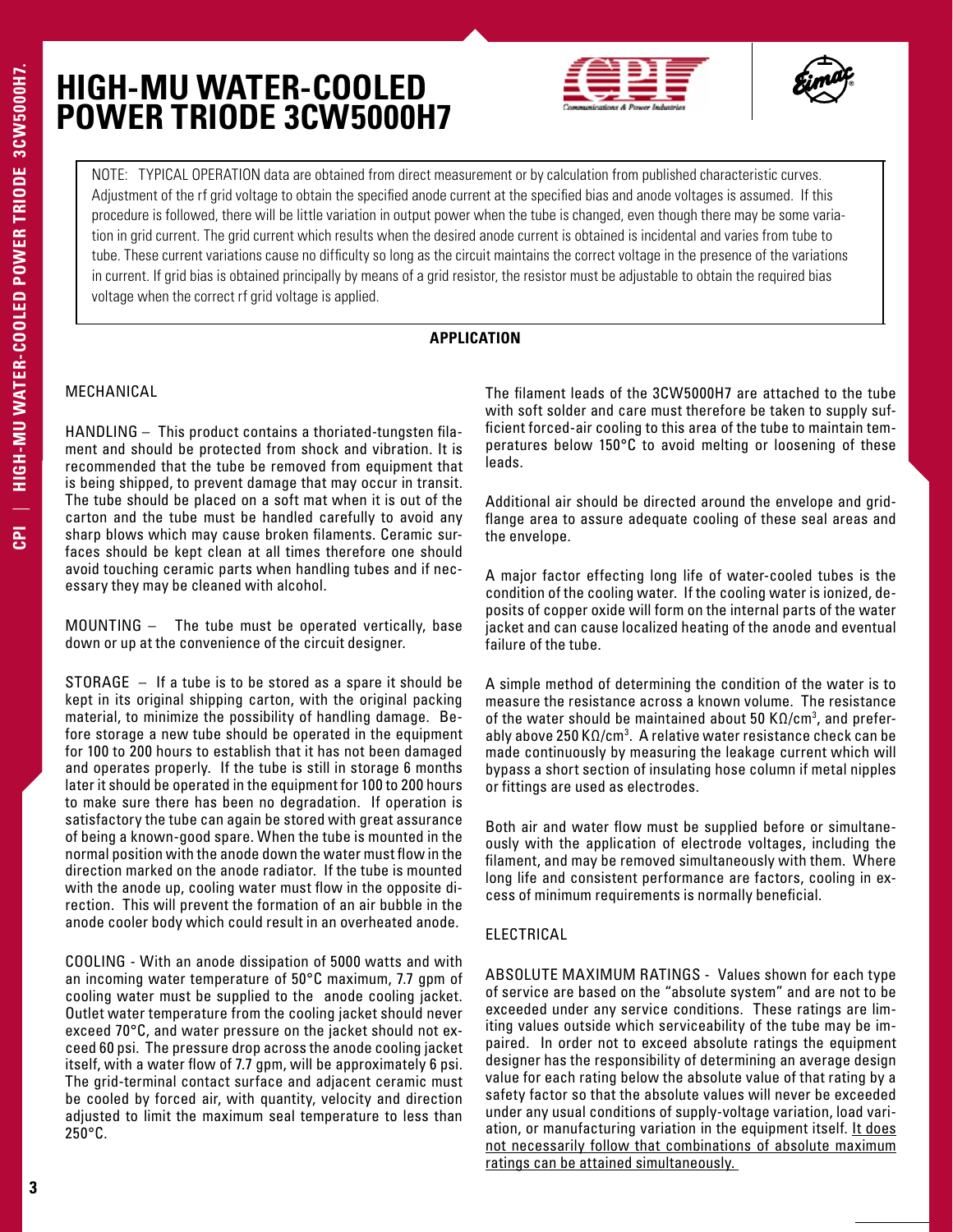# HIGH-MU WATER-COOLED POWER TRIODE 3CW5000H7

NOTE: TYPICAL OPERATION data are obtained from direct measurement or by calculation from published characteristic curves. Adjustment of the rf grid voltage to obtain the specified anode current at the specified bias and anode voltages is assumed. If this procedure is followed, there will be little variation in output power when the tube is changed, even though there may be some variation in grid current. The grid current which results when the desired anode current is obtained is incidental and varies from tube to tube. These current variations cause no difficulty so long as the circuit maintains the correct voltage in the presence of the variations in current. If grid bias is obtained principally by means of a grid resistor, the resistor must be adjustable to obtain the required bias voltage when the correct rf grid voltage is applied.

## APPLICATION

### MECHANICAL

HANDLING – This product contains a thoriated-tungsten filament and should be protected from shock and vibration. It is recommended that the tube be removed from equipment that is being shipped, to prevent damage that may occur in transit. The tube should be placed on a soft mat when it is out of the carton and the tube must be handled carefully to avoid any sharp blows which may cause broken filaments. Ceramic surfaces should be kept clean at all times therefore one should avoid touching ceramic parts when handling tubes and if necessary they may be cleaned with alcohol.

MOUNTING – The tube must be operated vertically, base down or up at the convenience of the circuit designer.

STORAGE – If a tube is to be stored as a spare it should be kept in its original shipping carton, with the original packing material, to minimize the possibility of handling damage. Before storage a new tube should be operated in the equipment for 100 to 200 hours to establish that it has not been damaged and operates properly. If the tube is still in storage 6 months later it should be operated in the equipment for 100 to 200 hours to make sure there has been no degradation. If operation is satisfactory the tube can again be stored with great assurance of being a known-good spare. When the tube is mounted in the normal position with the anode down the water must flow in the direction marked on the anode radiator. If the tube is mounted with the anode up, cooling water must flow in the opposite direction. This will prevent the formation of an air bubble in the anode cooler body which could result in an overheated anode.

COOLING - With an anode dissipation of 5000 watts and with an incoming water temperature of 50°C maximum, 7.7 gpm of cooling water must be supplied to the anode cooling jacket. Outlet water temperature from the cooling jacket should never exceed 70°C, and water pressure on the jacket should not exceed 60 psi. The pressure drop across the anode cooling jacket itself, with a water flow of 7.7 gpm, will be approximately 6 psi. The grid-terminal contact surface and adjacent ceramic must be cooled by forced air, with quantity, velocity and direction adjusted to limit the maximum seal temperature to less than 250°C.

The filament leads of the 3CW5000H7 are attached to the tube with soft solder and care must therefore be taken to supply sufficient forced-air cooling to this area of the tube to maintain temperatures below 150°C to avoid melting or loosening of these leads.

Additional air should be directed around the envelope and grid-flange area to assure adequate cooling of these seal areas and the envelope.

A major factor effecting long life of water-cooled tubes is the condition of the cooling water. If the cooling water is ionized, deposits of copper oxide will form on the internal parts of the water jacket and can cause localized heating of the anode and eventual failure of the tube.

A simple method of determining the condition of the water is to measure the resistance across a known volume. The resistance of the water should be maintained about 50 KΩ/cm$^3$, and preferably above 250 KΩ/cm$^3$. A relative water resistance check can be made continuously by measuring the leakage current which will bypass a short section of insulating hose column if metal nipples or fittings are used as electrodes.

Both air and water flow must be supplied before or simultaneously with the application of electrode voltages, including the filament, and may be removed simultaneously with them. Where long life and consistent performance are factors, cooling in excess of minimum requirements is normally beneficial.

### ELECTRICAL

ABSOLUTE MAXIMUM RATINGS - Values shown for each type of service are based on the "absolute system" and are not to be exceeded under any service conditions. These ratings are limiting values outside which serviceability of the tube may be impaired. In order not to exceed absolute ratings the equipment designer has the responsibility of determining an average design value for each rating below the absolute value of that rating by a safety factor so that the absolute values will never be exceeded under any usual conditions of supply-voltage variation, load variation, or manufacturing variation in the equipment itself. It does not necessarily follow that combinations of absolute maximum ratings can be attained simultaneously.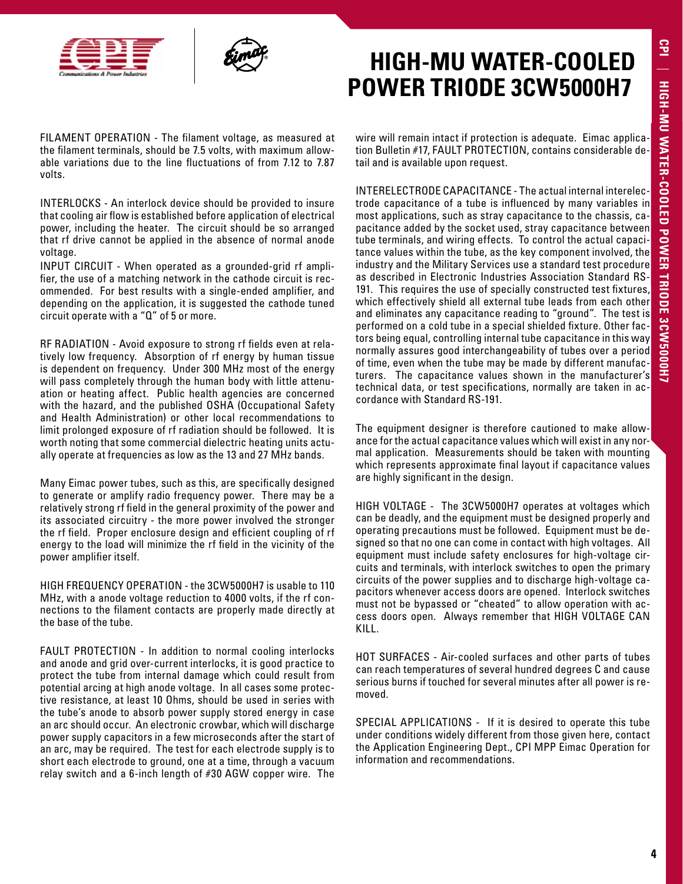FILAMENT OPERATION - The filament voltage, as measured at the filament terminals, should be 7.5 volts, with maximum allowable variations due to the line fluctuations of from 7.12 to 7.87 volts.

INTERLOCKS - An interlock device should be provided to insure that cooling air flow is established before application of electrical power, including the heater. The circuit should be so arranged that rf drive cannot be applied in the absence of normal anode voltage.

INPUT CIRCUIT - When operated as a grounded-grid rf amplifier, the use of a matching network in the cathode circuit is recommended. For best results with a single-ended amplifier, and depending on the application, it is suggested the cathode tuned circuit operate with a "Q" of 5 or more.

RF RADIATION - Avoid exposure to strong rf fields even at relatively low frequency. Absorption of rf energy by human tissue is dependent on frequency. Under 300 MHz most of the energy will pass completely through the human body with little attenuation or heating affect. Public health agencies are concerned with the hazard, and the published OSHA (Occupational Safety and Health Administration) or other local recommendations to limit prolonged exposure of rf radiation should be followed. It is worth noting that some commercial dielectric heating units actually operate at frequencies as low as the 13 and 27 MHz bands.

Many Eimac power tubes, such as this, are specifically designed to generate or amplify radio frequency power. There may be a relatively strong rf field in the general proximity of the power and its associated circuitry - the more power involved the stronger the rf field. Proper enclosure design and efficient coupling of rf energy to the load will minimize the rf field in the vicinity of the power amplifier itself.

HIGH FREQUENCY OPERATION - the 3CW5000H7 is usable to 110 MHz, with a anode voltage reduction to 4000 volts, if the rf connections to the filament contacts are properly made directly at the base of the tube.

FAULT PROTECTION - In addition to normal cooling interlocks and anode and grid over-current interlocks, it is good practice to protect the tube from internal damage which could result from potential arcing at high anode voltage. In all cases some protective resistance, at least 10 Ohms, should be used in series with the tube's anode to absorb power supply stored energy in case an arc should occur. An electronic crowbar, which will discharge power supply capacitors in a few microseconds after the start of an arc, may be required. The test for each electrode supply is to short each electrode to ground, one at a time, through a vacuum relay switch and a 6-inch length of #30 AGW copper wire. The wire will remain intact if protection is adequate. Eimac application Bulletin #17, FAULT PROTECTION, contains considerable detail and is available upon request.

INTERELECTRODE CAPACITANCE - The actual internal interelectrode capacitance of a tube is influenced by many variables in most applications, such as stray capacitance to the chassis, capacitance added by the socket used, stray capacitance between tube terminals, and wiring effects. To control the actual capacitance values within the tube, as the key component involved, the industry and the Military Services use a standard test procedure as described in Electronic Industries Association Standard RS-191. This requires the use of specially constructed test fixtures, which effectively shield all external tube leads from each other and eliminates any capacitance reading to "ground". The test is performed on a cold tube in a special shielded fixture. Other factors being equal, controlling internal tube capacitance in this way normally assures good interchangeability of tubes over a period of time, even when the tube may be made by different manufacturers. The capacitance values shown in the manufacturer's technical data, or test specifications, normally are taken in accordance with Standard RS-191.

The equipment designer is therefore cautioned to make allowance for the actual capacitance values which will exist in any normal application. Measurements should be taken with mounting which represents approximate final layout if capacitance values are highly significant in the design.

HIGH VOLTAGE - The 3CW5000H7 operates at voltages which can be deadly, and the equipment must be designed properly and operating precautions must be followed. Equipment must be designed so that no one can come in contact with high voltages. All equipment must include safety enclosures for high-voltage circuits and terminals, with interlock switches to open the primary circuits of the power supplies and to discharge high-voltage capacitors whenever access doors are opened. Interlock switches must not be bypassed or "cheated" to allow operation with access doors open. Always remember that HIGH VOLTAGE CAN KILL.

HOT SURFACES - Air-cooled surfaces and other parts of tubes can reach temperatures of several hundred degrees C and cause serious burns if touched for several minutes after all power is removed.

SPECIAL APPLICATIONS - If it is desired to operate this tube under conditions widely different from those given here, contact the Application Engineering Dept., CPI MPP Eimac Operation for information and recommendations.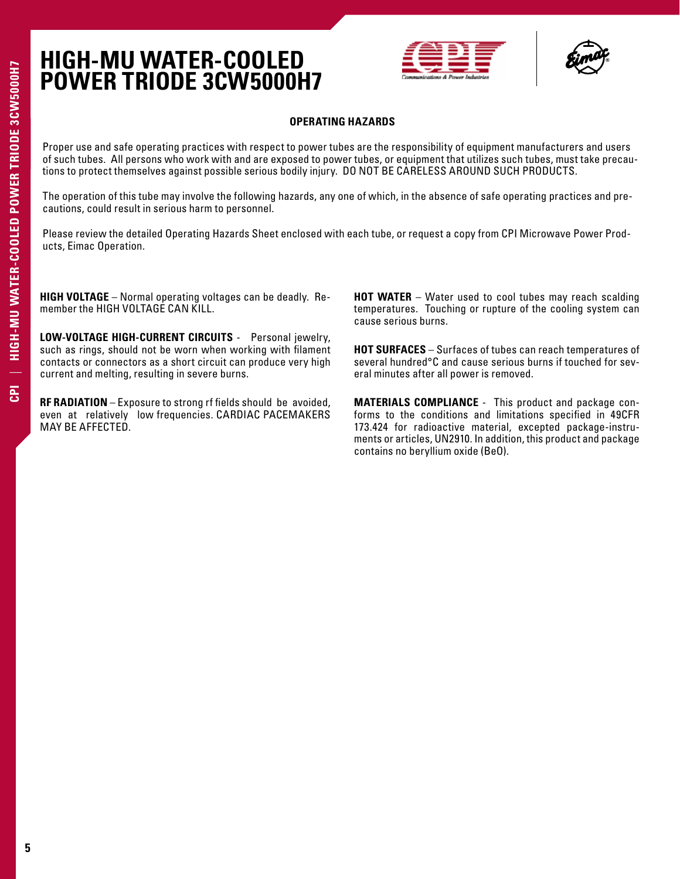# HIGH-MU WATER-COOLED POWER TRIODE 3CW5000H7

## OPERATING HAZARDS

Proper use and safe operating practices with respect to power tubes are the responsibility of equipment manufacturers and users of such tubes. All persons who work with and are exposed to power tubes, or equipment that utilizes such tubes, must take precautions to protect themselves against possible serious bodily injury. DO NOT BE CARELESS AROUND SUCH PRODUCTS.

The operation of this tube may involve the following hazards, any one of which, in the absence of safe operating practices and precautions, could result in serious harm to personnel.

Please review the detailed Operating Hazards Sheet enclosed with each tube, or request a copy from CPI Microwave Power Products, Eimac Operation.

**HIGH VOLTAGE** – Normal operating voltages can be deadly. Remember the HIGH VOLTAGE CAN KILL.

**LOW-VOLTAGE HIGH-CURRENT CIRCUITS** - Personal jewelry, such as rings, should not be worn when working with filament contacts or connectors as a short circuit can produce very high current and melting, resulting in severe burns.

**RF RADIATION** – Exposure to strong rf fields should be avoided, even at relatively low frequencies. CARDIAC PACEMAKERS MAY BE AFFECTED.

**HOT WATER** – Water used to cool tubes may reach scalding temperatures. Touching or rupture of the cooling system can cause serious burns.

**HOT SURFACES** – Surfaces of tubes can reach temperatures of several hundred°C and cause serious burns if touched for several minutes after all power is removed.

**MATERIALS COMPLIANCE** - This product and package conforms to the conditions and limitations specified in 49CFR 173.424 for radioactive material, excepted package-instruments or articles, UN2910. In addition, this product and package contains no beryllium oxide (BeO).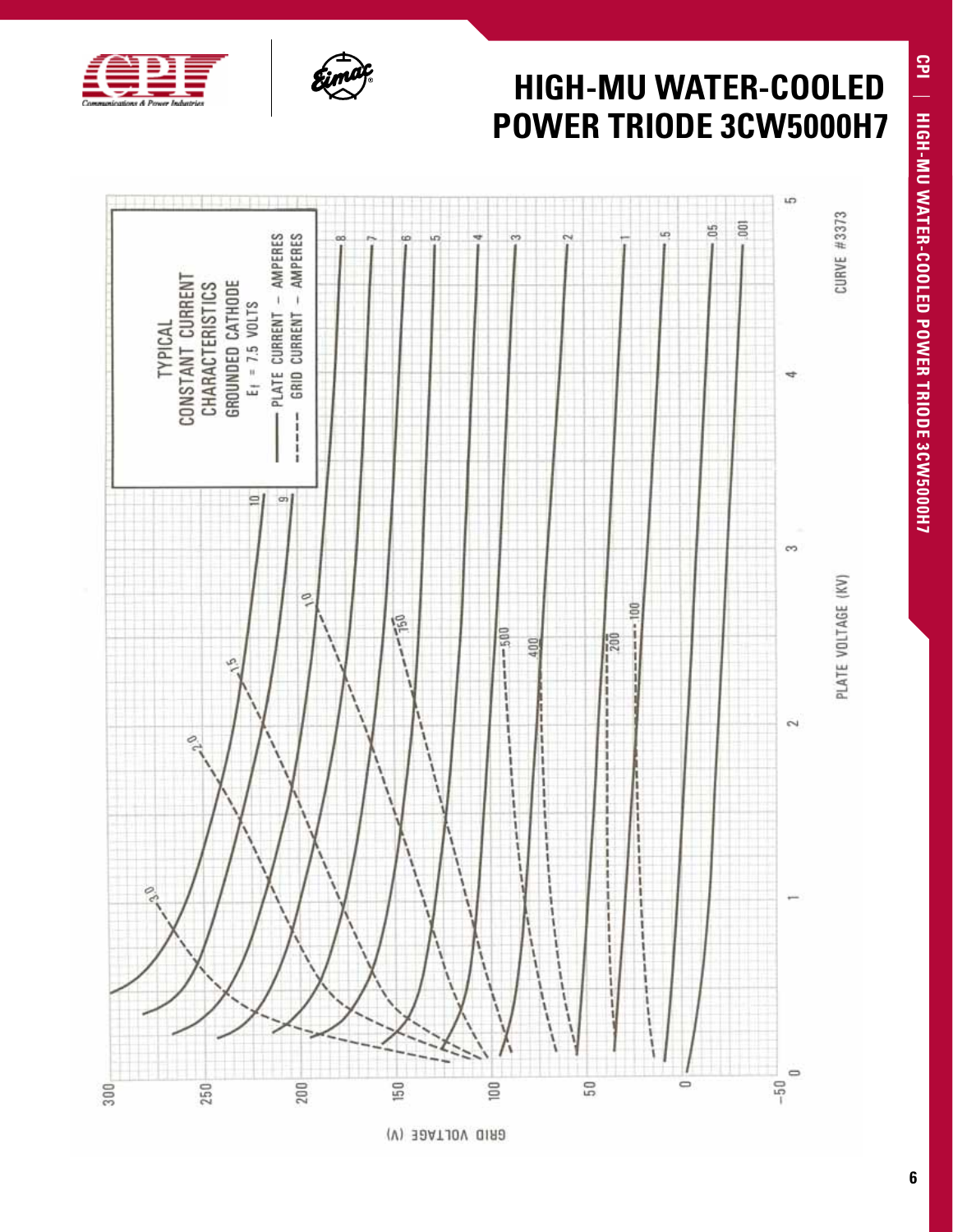# HIGH-MU WATER-COOLED POWER TRIODE 3CW5000H7

TYPICAL
CONSTANT CURRENT
CHARACTERISTICS
GROUNDED CATHODE
$E_f$ = 7.5 VOLTS

—— PLATE CURRENT – AMPERES
- - - - GRID CURRENT – AMPERES

GRID VOLTAGE (V)

PLATE VOLTAGE (KV)

CURVE #3373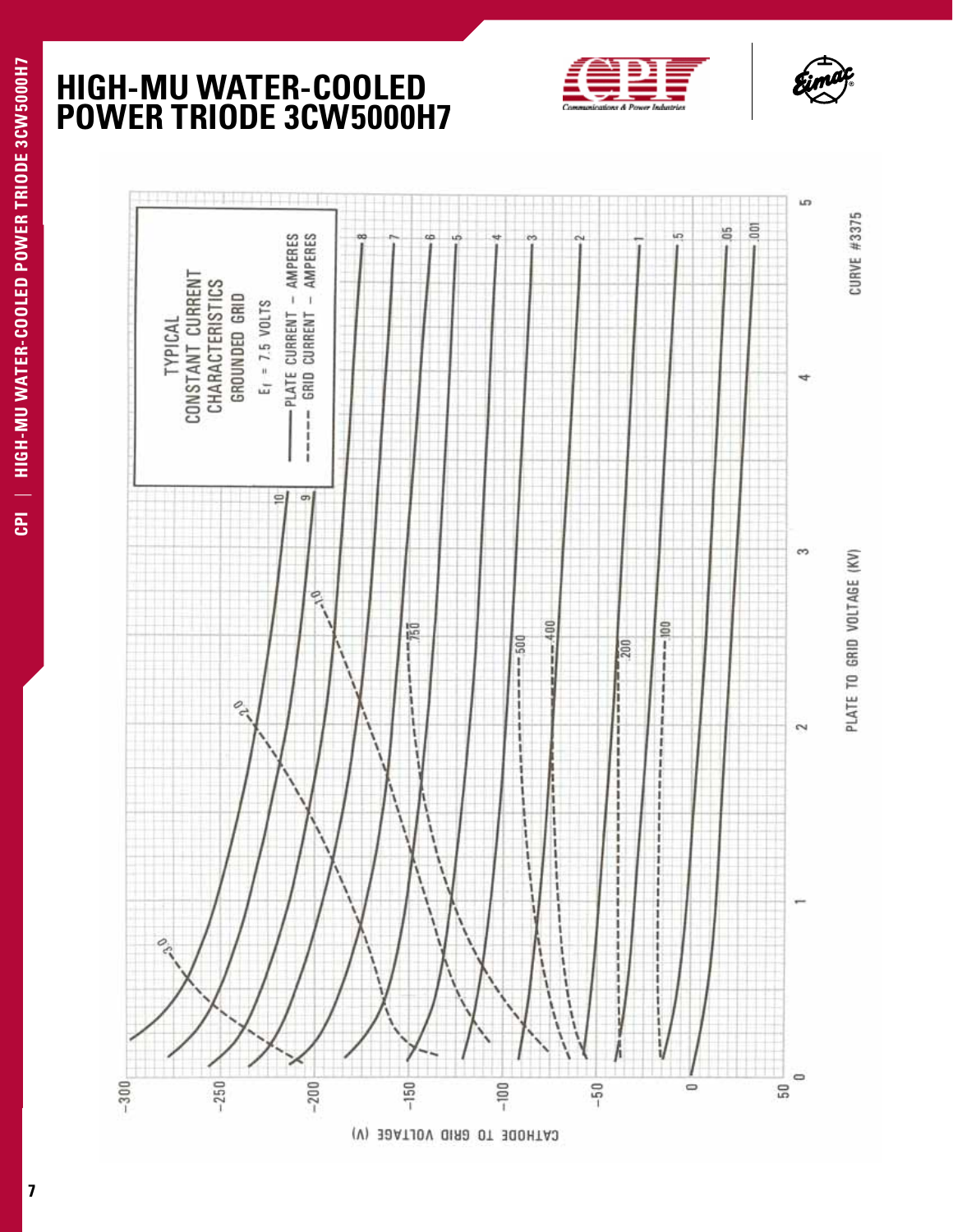# HIGH-MU WATER-COOLED POWER TRIODE 3CW5000H7

TYPICAL CONSTANT CURRENT CHARACTERISTICS

GROUNDED GRID

$E_f$ = 7.5 VOLTS

PLATE CURRENT – AMPERES

GRID CURRENT – AMPERES

CATHODE TO GRID VOLTAGE (V)

PLATE TO GRID VOLTAGE (KV)

CURVE #3375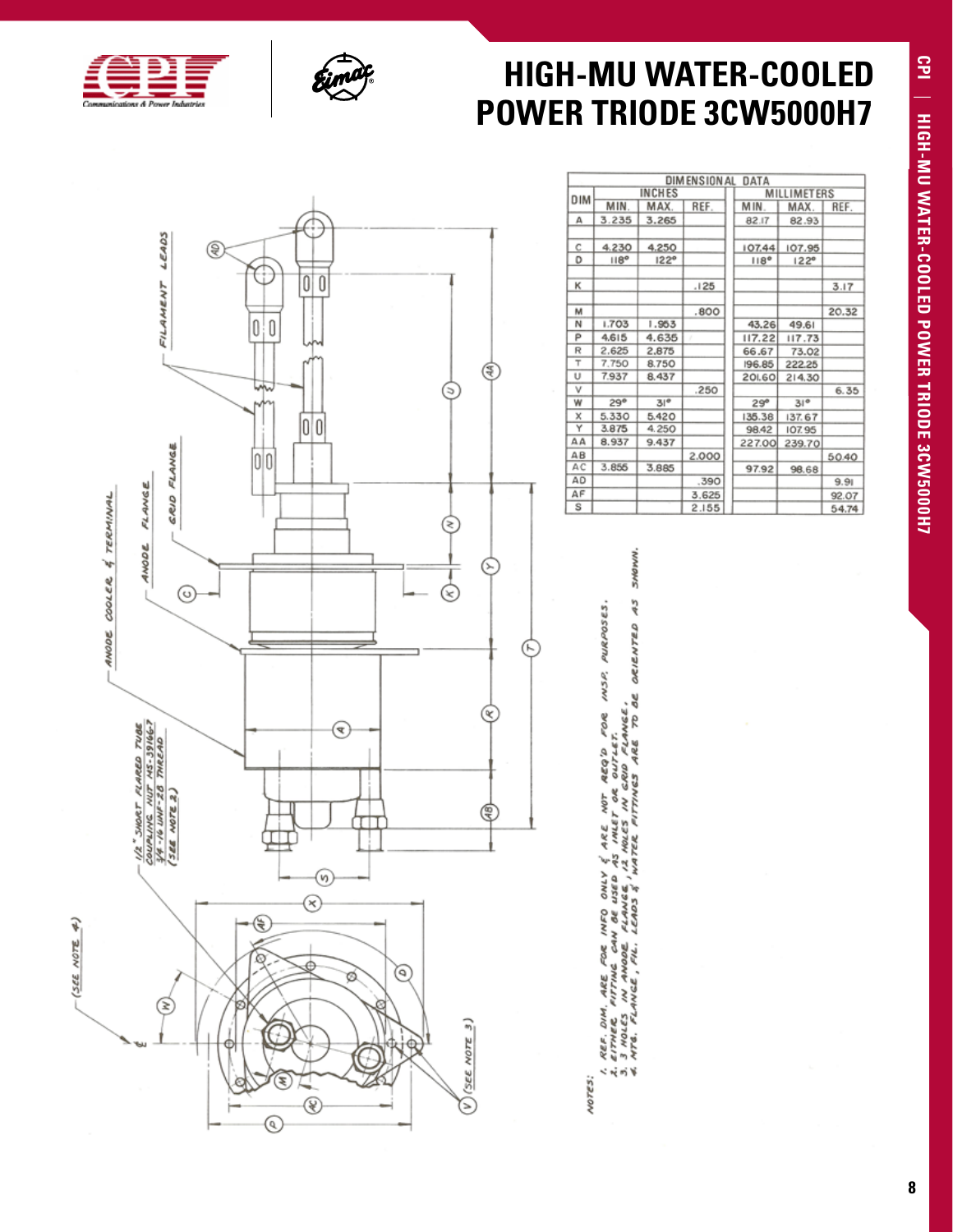# HIGH-MU WATER-COOLED POWER TRIODE 3CW5000H7

| DIMENSIONAL DATA | | | | | | |
|---|---|---|---|---|---|---|
| DIM | INCHES | | | MILLIMETERS | | |
| | MIN. | MAX. | REF. | MIN. | MAX. | REF. |
| A | 3.235 | 3.265 | | 82.17 | 82.93 | |
| C | 4.230 | 4.250 | | 107.44 | 107.95 | |
| D | 118° | 122° | | 118° | 122° | |
| K | | | .125 | | | 3.17 |
| M | | | .800 | | | 20.32 |
| N | 1.703 | 1.953 | | 43.26 | 49.61 | |
| P | 4.615 | 4.635 | | 117.22 | 117.73 | |
| R | 2.625 | 2.875 | | 66.67 | 73.02 | |
| T | 7.750 | 8.750 | | 196.85 | 222.25 | |
| U | 7.937 | 8.437 | | 201.60 | 214.30 | |
| V | | | .250 | | | 6.35 |
| W | 29° | 31° | | 29° | 31° | |
| X | 5.330 | 5.420 | | 135.38 | 137.67 | |
| Y | 3.875 | 4.250 | | 98.42 | 107.95 | |
| AA | 8.937 | 9.437 | | 227.00 | 239.70 | |
| AB | | | 2.000 | | | 50.40 |
| AC | 3.855 | 3.885 | | 97.92 | 98.68 | |
| AD | | | .390 | | | 9.91 |
| AF | | | 3.625 | | | 92.07 |
| S | | | 2.155 | | | 54.74 |

FILAMENT LEADS

GRID FLANGE

ANODE FLANGE

ANODE COOLER & TERMINAL

1/2" SHORT FLARED TUBE COUPLING NUT MS-39166-7 3/4-16 UNF-2B THREAD (SEE NOTE 2)

(SEE NOTE 4)

(SEE NOTE 3)

NOTES:

1. REF. DIM. ARE FOR INFO ONLY & ARE NOT REQ'D FOR INSP. PURPOSES.
2. EITHER FITTING CAN BE USED AS INLET OR OUTLET.
3. 3 HOLES IN ANODE FLANGE, 12 HOLES IN GRID FLANGE.
4. MTG. FLANGE, FIL. LEADS & WATER FITTINGS ARE TO BE ORIENTED AS SHOWN.